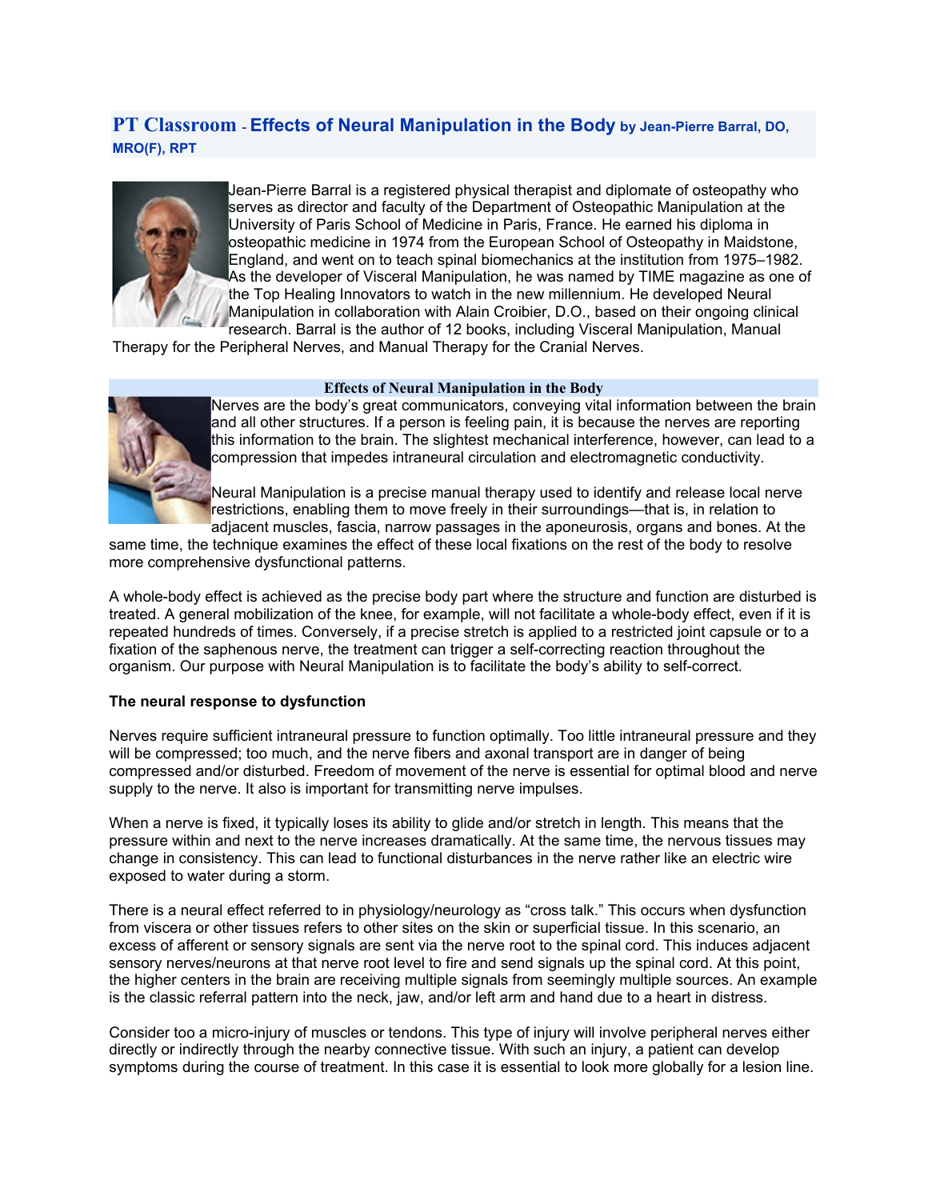# PT Classroom - Effects of Neural Manipulation in the Body by Jean-Pierre Barral, DO, MRO(F), RPT

Jean-Pierre Barral is a registered physical therapist and diplomate of osteopathy who serves as director and faculty of the Department of Osteopathic Manipulation at the University of Paris School of Medicine in Paris, France. He earned his diploma in osteopathic medicine in 1974 from the European School of Osteopathy in Maidstone, England, and went on to teach spinal biomechanics at the institution from 1975–1982. As the developer of Visceral Manipulation, he was named by TIME magazine as one of the Top Healing Innovators to watch in the new millennium. He developed Neural Manipulation in collaboration with Alain Croibier, D.O., based on their ongoing clinical research. Barral is the author of 12 books, including Visceral Manipulation, Manual Therapy for the Peripheral Nerves, and Manual Therapy for the Cranial Nerves.

## Effects of Neural Manipulation in the Body

Nerves are the body's great communicators, conveying vital information between the brain and all other structures. If a person is feeling pain, it is because the nerves are reporting this information to the brain. The slightest mechanical interference, however, can lead to a compression that impedes intraneural circulation and electromagnetic conductivity.

Neural Manipulation is a precise manual therapy used to identify and release local nerve restrictions, enabling them to move freely in their surroundings—that is, in relation to adjacent muscles, fascia, narrow passages in the aponeurosis, organs and bones. At the same time, the technique examines the effect of these local fixations on the rest of the body to resolve more comprehensive dysfunctional patterns.

A whole-body effect is achieved as the precise body part where the structure and function are disturbed is treated. A general mobilization of the knee, for example, will not facilitate a whole-body effect, even if it is repeated hundreds of times. Conversely, if a precise stretch is applied to a restricted joint capsule or to a fixation of the saphenous nerve, the treatment can trigger a self-correcting reaction throughout the organism. Our purpose with Neural Manipulation is to facilitate the body's ability to self-correct.

### The neural response to dysfunction

Nerves require sufficient intraneural pressure to function optimally. Too little intraneural pressure and they will be compressed; too much, and the nerve fibers and axonal transport are in danger of being compressed and/or disturbed. Freedom of movement of the nerve is essential for optimal blood and nerve supply to the nerve. It also is important for transmitting nerve impulses.

When a nerve is fixed, it typically loses its ability to glide and/or stretch in length. This means that the pressure within and next to the nerve increases dramatically. At the same time, the nervous tissues may change in consistency. This can lead to functional disturbances in the nerve rather like an electric wire exposed to water during a storm.

There is a neural effect referred to in physiology/neurology as "cross talk." This occurs when dysfunction from viscera or other tissues refers to other sites on the skin or superficial tissue. In this scenario, an excess of afferent or sensory signals are sent via the nerve root to the spinal cord. This induces adjacent sensory nerves/neurons at that nerve root level to fire and send signals up the spinal cord. At this point, the higher centers in the brain are receiving multiple signals from seemingly multiple sources. An example is the classic referral pattern into the neck, jaw, and/or left arm and hand due to a heart in distress.

Consider too a micro-injury of muscles or tendons. This type of injury will involve peripheral nerves either directly or indirectly through the nearby connective tissue. With such an injury, a patient can develop symptoms during the course of treatment. In this case it is essential to look more globally for a lesion line.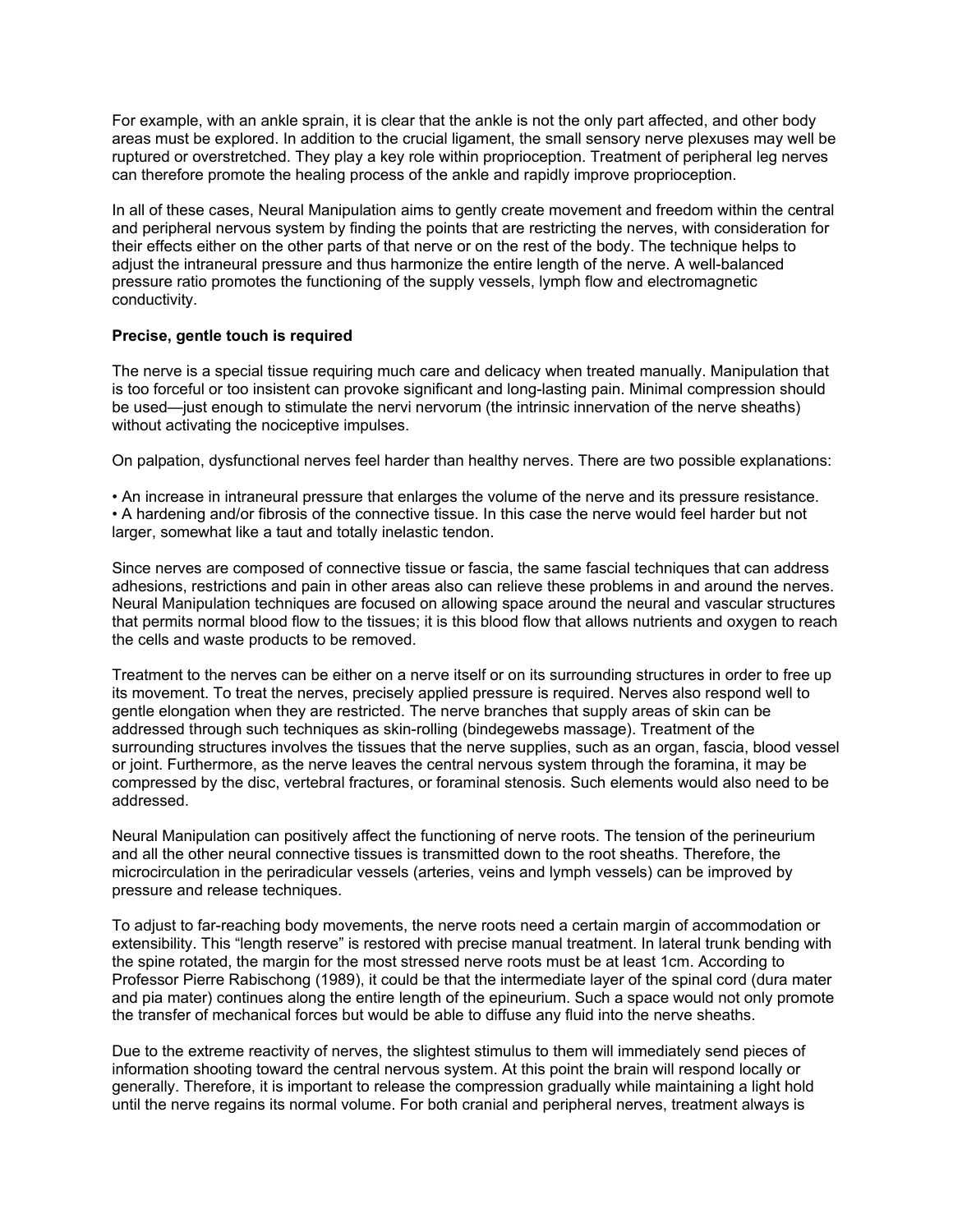For example, with an ankle sprain, it is clear that the ankle is not the only part affected, and other body areas must be explored. In addition to the crucial ligament, the small sensory nerve plexuses may well be ruptured or overstretched. They play a key role within proprioception. Treatment of peripheral leg nerves can therefore promote the healing process of the ankle and rapidly improve proprioception.

In all of these cases, Neural Manipulation aims to gently create movement and freedom within the central and peripheral nervous system by finding the points that are restricting the nerves, with consideration for their effects either on the other parts of that nerve or on the rest of the body. The technique helps to adjust the intraneural pressure and thus harmonize the entire length of the nerve. A well-balanced pressure ratio promotes the functioning of the supply vessels, lymph flow and electromagnetic conductivity.

**Precise, gentle touch is required**

The nerve is a special tissue requiring much care and delicacy when treated manually. Manipulation that is too forceful or too insistent can provoke significant and long-lasting pain. Minimal compression should be used—just enough to stimulate the nervi nervorum (the intrinsic innervation of the nerve sheaths) without activating the nociceptive impulses.

On palpation, dysfunctional nerves feel harder than healthy nerves. There are two possible explanations:

- An increase in intraneural pressure that enlarges the volume of the nerve and its pressure resistance.
- A hardening and/or fibrosis of the connective tissue. In this case the nerve would feel harder but not larger, somewhat like a taut and totally inelastic tendon.

Since nerves are composed of connective tissue or fascia, the same fascial techniques that can address adhesions, restrictions and pain in other areas also can relieve these problems in and around the nerves. Neural Manipulation techniques are focused on allowing space around the neural and vascular structures that permits normal blood flow to the tissues; it is this blood flow that allows nutrients and oxygen to reach the cells and waste products to be removed.

Treatment to the nerves can be either on a nerve itself or on its surrounding structures in order to free up its movement. To treat the nerves, precisely applied pressure is required. Nerves also respond well to gentle elongation when they are restricted. The nerve branches that supply areas of skin can be addressed through such techniques as skin-rolling (bindegewebs massage). Treatment of the surrounding structures involves the tissues that the nerve supplies, such as an organ, fascia, blood vessel or joint. Furthermore, as the nerve leaves the central nervous system through the foramina, it may be compressed by the disc, vertebral fractures, or foraminal stenosis. Such elements would also need to be addressed.

Neural Manipulation can positively affect the functioning of nerve roots. The tension of the perineurium and all the other neural connective tissues is transmitted down to the root sheaths. Therefore, the microcirculation in the periradicular vessels (arteries, veins and lymph vessels) can be improved by pressure and release techniques.

To adjust to far-reaching body movements, the nerve roots need a certain margin of accommodation or extensibility. This "length reserve" is restored with precise manual treatment. In lateral trunk bending with the spine rotated, the margin for the most stressed nerve roots must be at least 1cm. According to Professor Pierre Rabischong (1989), it could be that the intermediate layer of the spinal cord (dura mater and pia mater) continues along the entire length of the epineurium. Such a space would not only promote the transfer of mechanical forces but would be able to diffuse any fluid into the nerve sheaths.

Due to the extreme reactivity of nerves, the slightest stimulus to them will immediately send pieces of information shooting toward the central nervous system. At this point the brain will respond locally or generally. Therefore, it is important to release the compression gradually while maintaining a light hold until the nerve regains its normal volume. For both cranial and peripheral nerves, treatment always is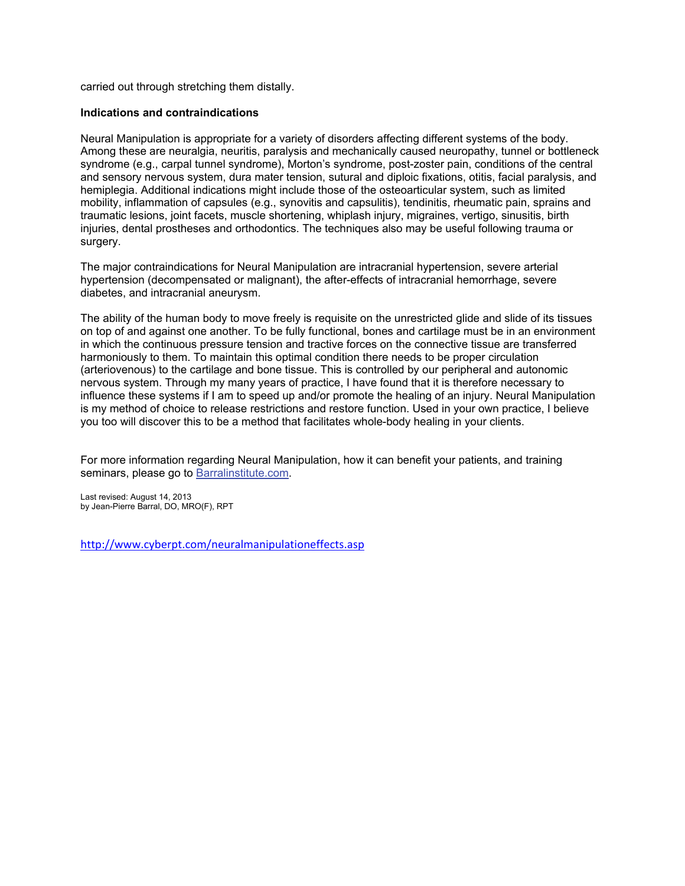carried out through stretching them distally.

**Indications and contraindications**

Neural Manipulation is appropriate for a variety of disorders affecting different systems of the body. Among these are neuralgia, neuritis, paralysis and mechanically caused neuropathy, tunnel or bottleneck syndrome (e.g., carpal tunnel syndrome), Morton's syndrome, post-zoster pain, conditions of the central and sensory nervous system, dura mater tension, sutural and diploic fixations, otitis, facial paralysis, and hemiplegia. Additional indications might include those of the osteoarticular system, such as limited mobility, inflammation of capsules (e.g., synovitis and capsulitis), tendinitis, rheumatic pain, sprains and traumatic lesions, joint facets, muscle shortening, whiplash injury, migraines, vertigo, sinusitis, birth injuries, dental prostheses and orthodontics. The techniques also may be useful following trauma or surgery.

The major contraindications for Neural Manipulation are intracranial hypertension, severe arterial hypertension (decompensated or malignant), the after-effects of intracranial hemorrhage, severe diabetes, and intracranial aneurysm.

The ability of the human body to move freely is requisite on the unrestricted glide and slide of its tissues on top of and against one another. To be fully functional, bones and cartilage must be in an environment in which the continuous pressure tension and tractive forces on the connective tissue are transferred harmoniously to them. To maintain this optimal condition there needs to be proper circulation (arteriovenous) to the cartilage and bone tissue. This is controlled by our peripheral and autonomic nervous system. Through my many years of practice, I have found that it is therefore necessary to influence these systems if I am to speed up and/or promote the healing of an injury. Neural Manipulation is my method of choice to release restrictions and restore function. Used in your own practice, I believe you too will discover this to be a method that facilitates whole-body healing in your clients.

For more information regarding Neural Manipulation, how it can benefit your patients, and training seminars, please go to [Barralinstitute.com](http://Barralinstitute.com).

Last revised: August 14, 2013
by Jean-Pierre Barral, DO, MRO(F), RPT

http://www.cyberpt.com/neuralmanipulationeffects.asp